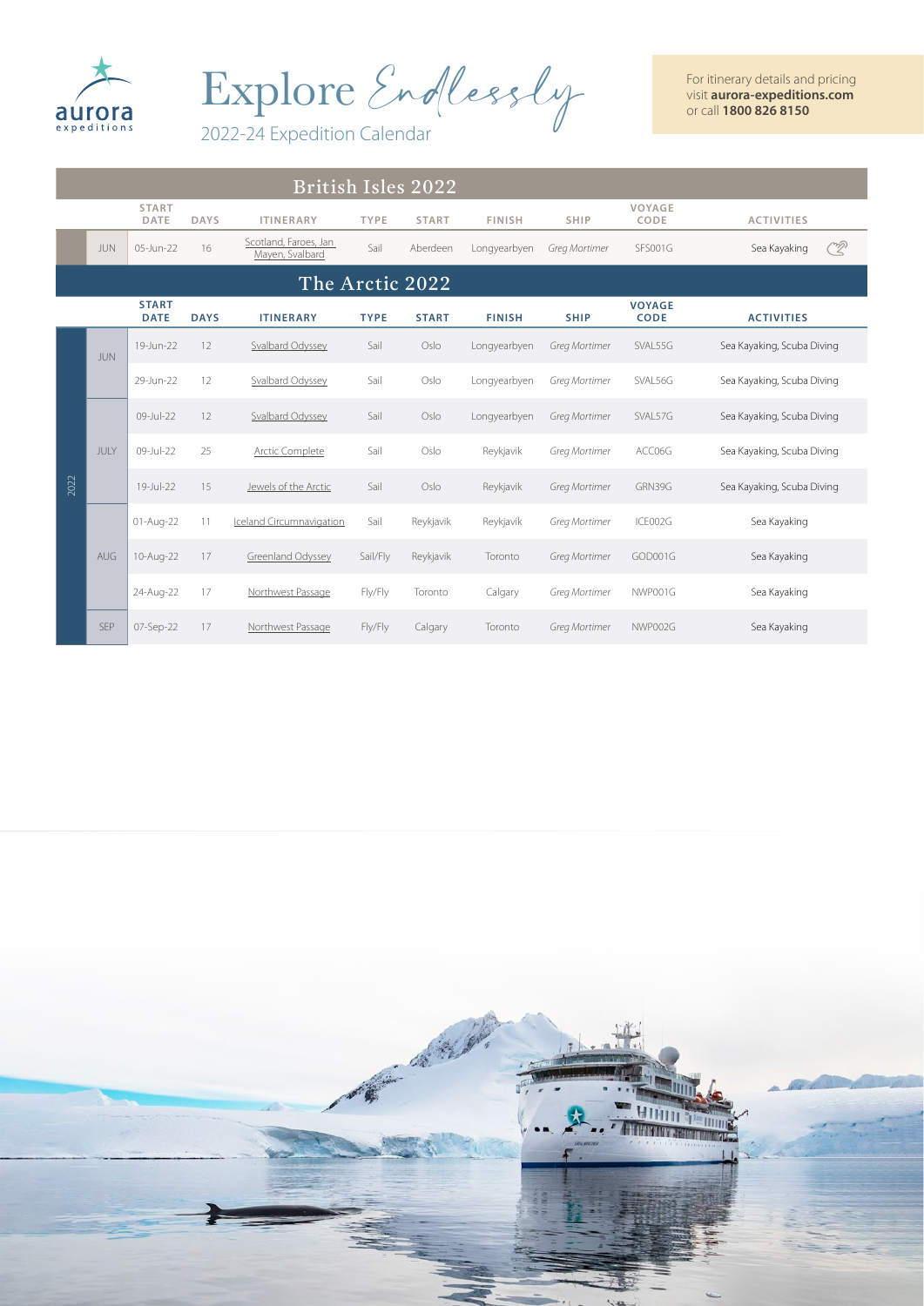aurora expeditions

# Explore Endlessly

2022-24 Expedition Calendar

For itinerary details and pricing visit **aurora-expeditions.com** or call **1800 826 8150**

## British Isles 2022

| | | START DATE | DAYS | ITINERARY | TYPE | START | FINISH | SHIP | VOYAGE CODE | ACTIVITIES |
|---|---|---|---|---|---|---|---|---|---|---|
| | JUN | 05-Jun-22 | 16 | Scotland, Faroes, Jan Mayen, Svalbard | Sail | Aberdeen | Longyearbyen | *Greg Mortimer* | SFS001G | Sea Kayaking |

## The Arctic 2022

| | | START DATE | DAYS | ITINERARY | TYPE | START | FINISH | SHIP | VOYAGE CODE | ACTIVITIES |
|---|---|---|---|---|---|---|---|---|---|---|
| 2022 | JUN | 19-Jun-22 | 12 | Svalbard Odyssey | Sail | Oslo | Longyearbyen | *Greg Mortimer* | SVAL55G | Sea Kayaking, Scuba Diving |
| | | 29-Jun-22 | 12 | Svalbard Odyssey | Sail | Oslo | Longyearbyen | *Greg Mortimer* | SVAL56G | Sea Kayaking, Scuba Diving |
| | JULY | 09-Jul-22 | 12 | Svalbard Odyssey | Sail | Oslo | Longyearbyen | *Greg Mortimer* | SVAL57G | Sea Kayaking, Scuba Diving |
| | | 09-Jul-22 | 25 | Arctic Complete | Sail | Oslo | Reykjavik | *Greg Mortimer* | ACC06G | Sea Kayaking, Scuba Diving |
| | | 19-Jul-22 | 15 | Jewels of the Arctic | Sail | Oslo | Reykjavik | *Greg Mortimer* | GRN39G | Sea Kayaking, Scuba Diving |
| | AUG | 01-Aug-22 | 11 | Iceland Circumnavigation | Sail | Reykjavik | Reykjavik | *Greg Mortimer* | ICE002G | Sea Kayaking |
| | | 10-Aug-22 | 17 | Greenland Odyssey | Sail/Fly | Reykjavik | Toronto | *Greg Mortimer* | GOD001G | Sea Kayaking |
| | | 24-Aug-22 | 17 | Northwest Passage | Fly/Fly | Toronto | Calgary | *Greg Mortimer* | NWP001G | Sea Kayaking |
| | SEP | 07-Sep-22 | 17 | Northwest Passage | Fly/Fly | Calgary | Toronto | *Greg Mortimer* | NWP002G | Sea Kayaking |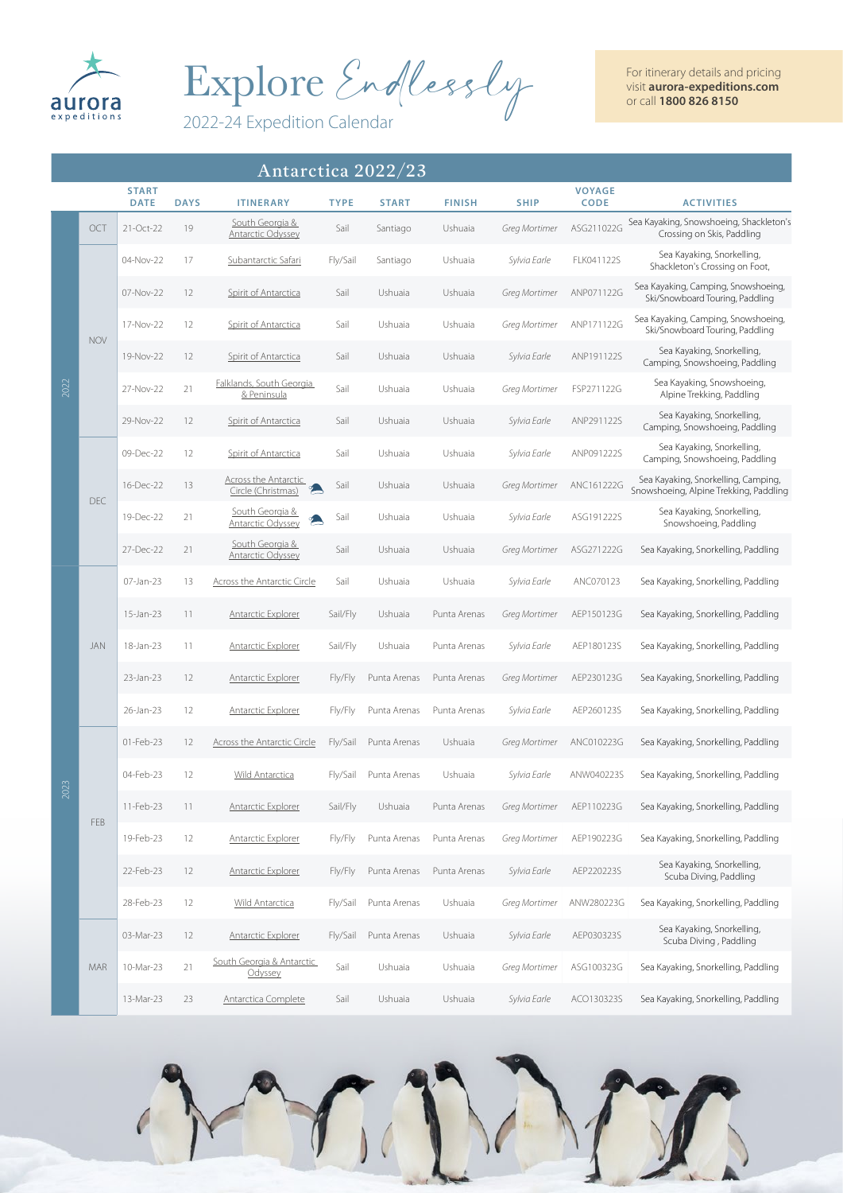# Explore *Endlessly*

2022-24 Expedition Calendar

For itinerary details and pricing visit **aurora-expeditions.com** or call **1800 826 8150**

## Antarctica 2022/23

| Year | Month | START DATE | DAYS | ITINERARY | TYPE | START | FINISH | SHIP | VOYAGE CODE | ACTIVITIES |
|---|---|---|---|---|---|---|---|---|---|---|
| 2022 | OCT | 21-Oct-22 | 19 | South Georgia & Antarctic Odyssey | Sail | Santiago | Ushuaia | *Greg Mortimer* | ASG211022G | Sea Kayaking, Snowshoeing, Shackleton's Crossing on Skis, Paddling |
| | NOV | 04-Nov-22 | 17 | Subantarctic Safari | Fly/Sail | Santiago | Ushuaia | *Sylvia Earle* | FLK041122S | Sea Kayaking, Snorkelling, Shackleton's Crossing on Foot, |
| | | 07-Nov-22 | 12 | Spirit of Antarctica | Sail | Ushuaia | Ushuaia | *Greg Mortimer* | ANP071122G | Sea Kayaking, Camping, Snowshoeing, Ski/Snowboard Touring, Paddling |
| | | 17-Nov-22 | 12 | Spirit of Antarctica | Sail | Ushuaia | Ushuaia | *Greg Mortimer* | ANP171122G | Sea Kayaking, Camping, Snowshoeing, Ski/Snowboard Touring, Paddling |
| | | 19-Nov-22 | 12 | Spirit of Antarctica | Sail | Ushuaia | Ushuaia | *Sylvia Earle* | ANP191122S | Sea Kayaking, Snorkelling, Camping, Snowshoeing, Paddling |
| | | 27-Nov-22 | 21 | Falklands, South Georgia & Peninsula | Sail | Ushuaia | Ushuaia | *Greg Mortimer* | FSP271122G | Sea Kayaking, Snowshoeing, Alpine Trekking, Paddling |
| | | 29-Nov-22 | 12 | Spirit of Antarctica | Sail | Ushuaia | Ushuaia | *Sylvia Earle* | ANP291122S | Sea Kayaking, Snorkelling, Camping, Snowshoeing, Paddling |
| | DEC | 09-Dec-22 | 12 | Spirit of Antarctica | Sail | Ushuaia | Ushuaia | *Sylvia Earle* | ANP091222S | Sea Kayaking, Snorkelling, Camping, Snowshoeing, Paddling |
| | | 16-Dec-22 | 13 | Across the Antarctic Circle (Christmas) | Sail | Ushuaia | Ushuaia | *Greg Mortimer* | ANC161222G | Sea Kayaking, Snorkelling, Camping, Snowshoeing, Alpine Trekking, Paddling |
| | | 19-Dec-22 | 21 | South Georgia & Antarctic Odyssey | Sail | Ushuaia | Ushuaia | *Sylvia Earle* | ASG191222S | Sea Kayaking, Snorkelling, Snowshoeing, Paddling |
| | | 27-Dec-22 | 21 | South Georgia & Antarctic Odyssey | Sail | Ushuaia | Ushuaia | *Greg Mortimer* | ASG271222G | Sea Kayaking, Snorkelling, Paddling |
| 2023 | JAN | 07-Jan-23 | 13 | Across the Antarctic Circle | Sail | Ushuaia | Ushuaia | *Sylvia Earle* | ANC070123 | Sea Kayaking, Snorkelling, Paddling |
| | | 15-Jan-23 | 11 | Antarctic Explorer | Sail/Fly | Ushuaia | Punta Arenas | *Greg Mortimer* | AEP150123G | Sea Kayaking, Snorkelling, Paddling |
| | | 18-Jan-23 | 11 | Antarctic Explorer | Sail/Fly | Ushuaia | Punta Arenas | *Sylvia Earle* | AEP180123S | Sea Kayaking, Snorkelling, Paddling |
| | | 23-Jan-23 | 12 | Antarctic Explorer | Fly/Fly | Punta Arenas | Punta Arenas | *Greg Mortimer* | AEP230123G | Sea Kayaking, Snorkelling, Paddling |
| | | 26-Jan-23 | 12 | Antarctic Explorer | Fly/Fly | Punta Arenas | Punta Arenas | *Sylvia Earle* | AEP260123S | Sea Kayaking, Snorkelling, Paddling |
| | FEB | 01-Feb-23 | 12 | Across the Antarctic Circle | Fly/Sail | Punta Arenas | Ushuaia | *Greg Mortimer* | ANC010223G | Sea Kayaking, Snorkelling, Paddling |
| | | 04-Feb-23 | 12 | Wild Antarctica | Fly/Sail | Punta Arenas | Ushuaia | *Sylvia Earle* | ANW040223S | Sea Kayaking, Snorkelling, Paddling |
| | | 11-Feb-23 | 11 | Antarctic Explorer | Sail/Fly | Ushuaia | Punta Arenas | *Greg Mortimer* | AEP110223G | Sea Kayaking, Snorkelling, Paddling |
| | | 19-Feb-23 | 12 | Antarctic Explorer | Fly/Fly | Punta Arenas | Punta Arenas | *Greg Mortimer* | AEP190223G | Sea Kayaking, Snorkelling, Paddling |
| | | 22-Feb-23 | 12 | Antarctic Explorer | Fly/Fly | Punta Arenas | Punta Arenas | *Sylvia Earle* | AEP220223S | Sea Kayaking, Snorkelling, Scuba Diving, Paddling |
| | | 28-Feb-23 | 12 | Wild Antarctica | Fly/Sail | Punta Arenas | Ushuaia | *Greg Mortimer* | ANW280223G | Sea Kayaking, Snorkelling, Paddling |
| | MAR | 03-Mar-23 | 12 | Antarctic Explorer | Fly/Sail | Punta Arenas | Ushuaia | *Sylvia Earle* | AEP030323S | Sea Kayaking, Snorkelling, Scuba Diving , Paddling |
| | | 10-Mar-23 | 21 | South Georgia & Antarctic Odyssey | Sail | Ushuaia | Ushuaia | *Greg Mortimer* | ASG100323G | Sea Kayaking, Snorkelling, Paddling |
| | | 13-Mar-23 | 23 | Antarctica Complete | Sail | Ushuaia | Ushuaia | *Sylvia Earle* | ACO130323S | Sea Kayaking, Snorkelling, Paddling |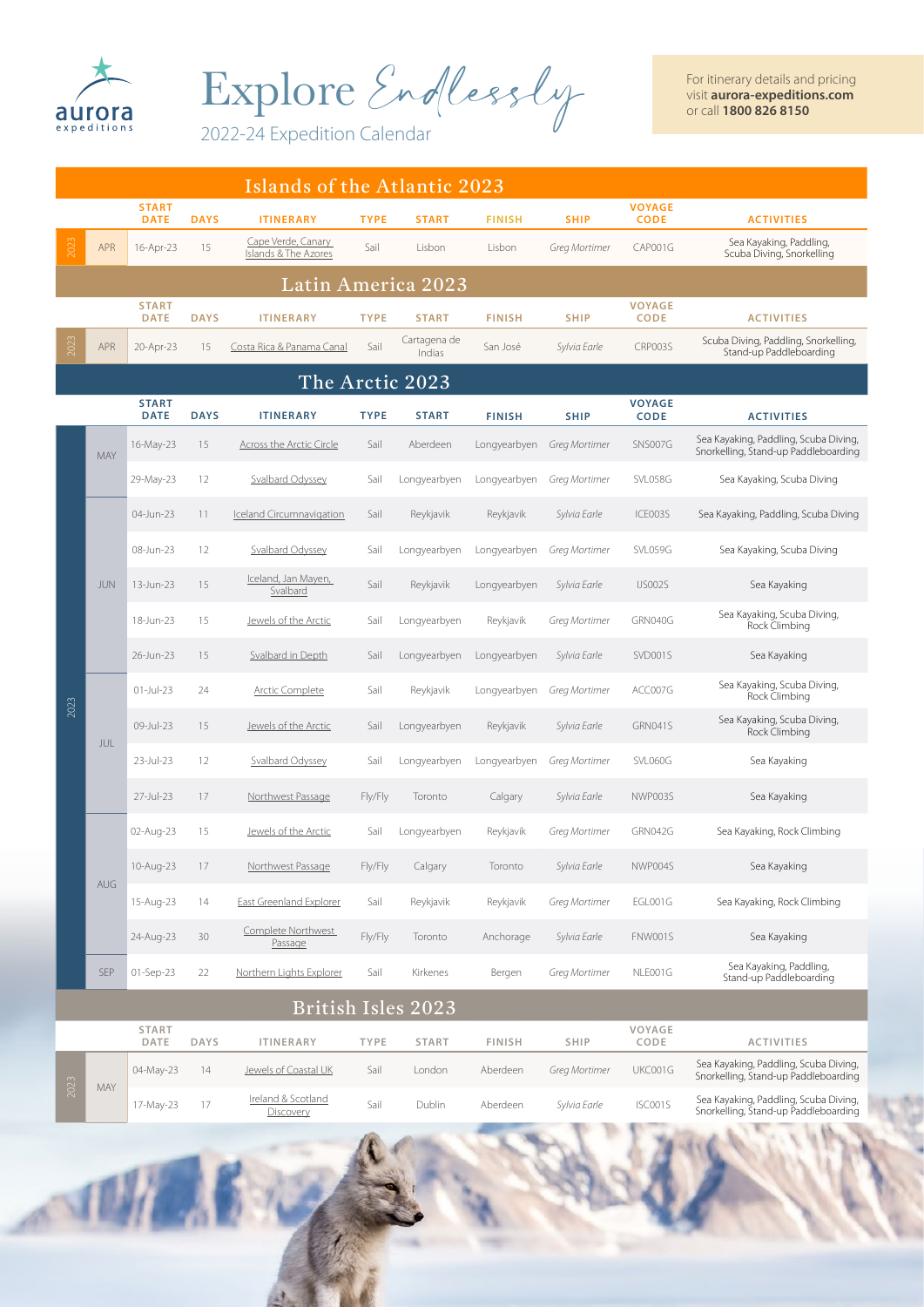aurora expeditions

# Explore Endlessly

2022-24 Expedition Calendar

For itinerary details and pricing visit **aurora-expeditions.com** or call **1800 826 8150**

## Islands of the Atlantic 2023

| | | START DATE | DAYS | ITINERARY | TYPE | START | FINISH | SHIP | VOYAGE CODE | ACTIVITIES |
|---|---|---|---|---|---|---|---|---|---|---|
| 2023 | APR | 16-Apr-23 | 15 | Cape Verde, Canary Islands & The Azores | Sail | Lisbon | Lisbon | *Greg Mortimer* | CAP001G | Sea Kayaking, Paddling, Scuba Diving, Snorkelling |

## Latin America 2023

| | | START DATE | DAYS | ITINERARY | TYPE | START | FINISH | SHIP | VOYAGE CODE | ACTIVITIES |
|---|---|---|---|---|---|---|---|---|---|---|
| 2023 | APR | 20-Apr-23 | 15 | Costa Rica & Panama Canal | Sail | Cartagena de Indias | San José | *Sylvia Earle* | CRP003S | Scuba Diving, Paddling, Snorkelling, Stand-up Paddleboarding |

## The Arctic 2023

| | | START DATE | DAYS | ITINERARY | TYPE | START | FINISH | SHIP | VOYAGE CODE | ACTIVITIES |
|---|---|---|---|---|---|---|---|---|---|---|
| 2023 | MAY | 16-May-23 | 15 | Across the Arctic Circle | Sail | Aberdeen | Longyearbyen | *Greg Mortimer* | SNS007G | Sea Kayaking, Paddling, Scuba Diving, Snorkelling, Stand-up Paddleboarding |
| | | 29-May-23 | 12 | Svalbard Odyssey | Sail | Longyearbyen | Longyearbyen | *Greg Mortimer* | SVL058G | Sea Kayaking, Scuba Diving |
| | JUN | 04-Jun-23 | 11 | Iceland Circumnavigation | Sail | Reykjavik | Reykjavik | *Sylvia Earle* | ICE003S | Sea Kayaking, Paddling, Scuba Diving |
| | | 08-Jun-23 | 12 | Svalbard Odyssey | Sail | Longyearbyen | Longyearbyen | *Greg Mortimer* | SVL059G | Sea Kayaking, Scuba Diving |
| | | 13-Jun-23 | 15 | Iceland, Jan Mayen, Svalbard | Sail | Reykjavik | Longyearbyen | *Sylvia Earle* | IJS002S | Sea Kayaking |
| | | 18-Jun-23 | 15 | Jewels of the Arctic | Sail | Longyearbyen | Reykjavik | *Greg Mortimer* | GRN040G | Sea Kayaking, Scuba Diving, Rock Climbing |
| | | 26-Jun-23 | 15 | Svalbard in Depth | Sail | Longyearbyen | Longyearbyen | *Sylvia Earle* | SVD001S | Sea Kayaking |
| | JUL | 01-Jul-23 | 24 | Arctic Complete | Sail | Reykjavik | Longyearbyen | *Greg Mortimer* | ACC007G | Sea Kayaking, Scuba Diving, Rock Climbing |
| | | 09-Jul-23 | 15 | Jewels of the Arctic | Sail | Longyearbyen | Reykjavik | *Sylvia Earle* | GRN041S | Sea Kayaking, Scuba Diving, Rock Climbing |
| | | 23-Jul-23 | 12 | Svalbard Odyssey | Sail | Longyearbyen | Longyearbyen | *Greg Mortimer* | SVL060G | Sea Kayaking |
| | | 27-Jul-23 | 17 | Northwest Passage | Fly/Fly | Toronto | Calgary | *Sylvia Earle* | NWP003S | Sea Kayaking |
| | AUG | 02-Aug-23 | 15 | Jewels of the Arctic | Sail | Longyearbyen | Reykjavik | *Greg Mortimer* | GRN042G | Sea Kayaking, Rock Climbing |
| | | 10-Aug-23 | 17 | Northwest Passage | Fly/Fly | Calgary | Toronto | *Sylvia Earle* | NWP004S | Sea Kayaking |
| | | 15-Aug-23 | 14 | East Greenland Explorer | Sail | Reykjavik | Reykjavik | *Greg Mortimer* | EGL001G | Sea Kayaking, Rock Climbing |
| | | 24-Aug-23 | 30 | Complete Northwest Passage | Fly/Fly | Toronto | Anchorage | *Sylvia Earle* | FNW001S | Sea Kayaking |
| | SEP | 01-Sep-23 | 22 | Northern Lights Explorer | Sail | Kirkenes | Bergen | *Greg Mortimer* | NLE001G | Sea Kayaking, Paddling, Stand-up Paddleboarding |

## British Isles 2023

| | | START DATE | DAYS | ITINERARY | TYPE | START | FINISH | SHIP | VOYAGE CODE | ACTIVITIES |
|---|---|---|---|---|---|---|---|---|---|---|
| 2023 | MAY | 04-May-23 | 14 | Jewels of Coastal UK | Sail | London | Aberdeen | *Greg Mortimer* | UKC001G | Sea Kayaking, Paddling, Scuba Diving, Snorkelling, Stand-up Paddleboarding |
| | | 17-May-23 | 17 | Ireland & Scotland Discovery | Sail | Dublin | Aberdeen | *Sylvia Earle* | ISC001S | Sea Kayaking, Paddling, Scuba Diving, Snorkelling, Stand-up Paddleboarding |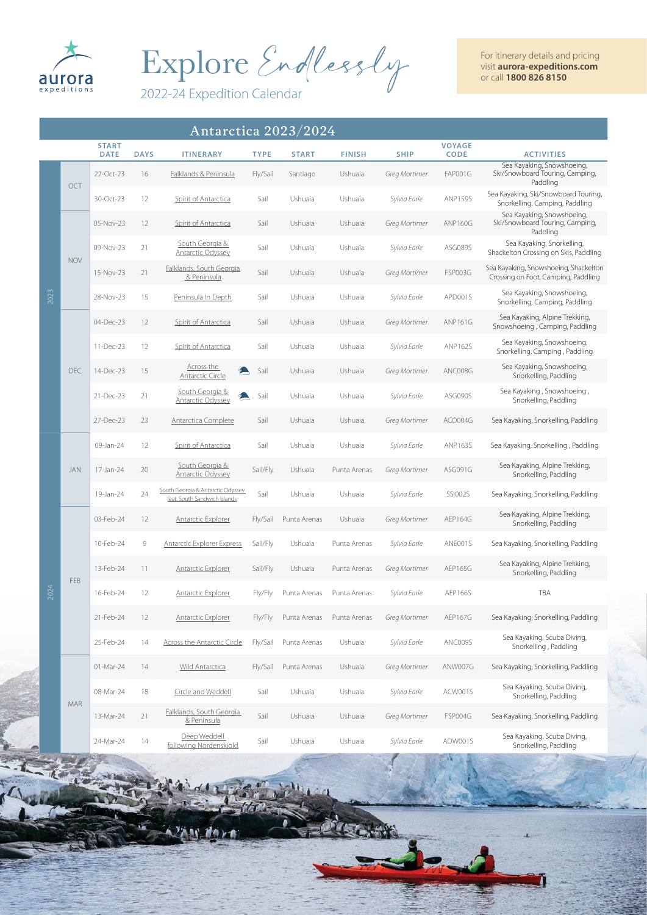# Explore Endlessly

2022-24 Expedition Calendar

For itinerary details and pricing visit **aurora-expeditions.com** or call **1800 826 8150**

## Antarctica 2023/2024

| | | START DATE | DAYS | ITINERARY | TYPE | START | FINISH | SHIP | VOYAGE CODE | ACTIVITIES |
|---|---|---|---|---|---|---|---|---|---|---|
| 2023 | OCT | 22-Oct-23 | 16 | Falklands & Peninsula | Fly/Sail | Santiago | Ushuaia | *Greg Mortimer* | FAP001G | Sea Kayaking, Snowshoeing, Ski/Snowboard Touring, Camping, Paddling |
| | | 30-Oct-23 | 12 | Spirit of Antarctica | Sail | Ushuaia | Ushuaia | *Sylvia Earle* | ANP159S | Sea Kayaking, Ski/Snowboard Touring, Snorkelling, Camping, Paddling |
| | NOV | 05-Nov-23 | 12 | Spirit of Antarctica | Sail | Ushuaia | Ushuaia | *Greg Mortimer* | ANP160G | Sea Kayaking, Snowshoeing, Ski/Snowboard Touring, Camping, Paddling |
| | | 09-Nov-23 | 21 | South Georgia & Antarctic Odyssey | Sail | Ushuaia | Ushuaia | *Sylvia Earle* | ASG089S | Sea Kayaking, Snorkelling, Shackelton Crossing on Skis, Paddling |
| | | 15-Nov-23 | 21 | Falklands, South Georgia & Peninsula | Sail | Ushuaia | Ushuaia | *Greg Mortimer* | FSP003G | Sea Kayaking, Snowshoeing, Shackelton Crossing on Foot, Camping, Paddling |
| | | 28-Nov-23 | 15 | Peninsula In Depth | Sail | Ushuaia | Ushuaia | *Sylvia Earle* | APD001S | Sea Kayaking, Snowshoeing, Snorkelling, Camping, Paddling |
| | DEC | 04-Dec-23 | 12 | Spirit of Antarctica | Sail | Ushuaia | Ushuaia | *Greg Mortimer* | ANP161G | Sea Kayaking, Alpine Trekking, Snowshoeing , Camping, Paddling |
| | | 11-Dec-23 | 12 | Spirit of Antarctica | Sail | Ushuaia | Ushuaia | *Sylvia Earle* | ANP162S | Sea Kayaking, Snowshoeing, Snorkelling, Camping , Paddling |
| | | 14-Dec-23 | 15 | Across the Antarctic Circle | Sail | Ushuaia | Ushuaia | *Greg Mortimer* | ANC008G | Sea Kayaking, Snowshoeing, Snorkelling, Paddling |
| | | 21-Dec-23 | 21 | South Georgia & Antarctic Odyssey | Sail | Ushuaia | Ushuaia | *Sylvia Earle* | ASG090S | Sea Kayaking , Snowshoeing , Snorkelling, Paddling |
| | | 27-Dec-23 | 23 | Antarctica Complete | Sail | Ushuaia | Ushuaia | *Greg Mortimer* | ACO004G | Sea Kayaking, Snorkelling, Paddling |
| 2024 | JAN | 09-Jan-24 | 12 | Spirit of Antarctica | Sail | Ushuaia | Ushuaia | *Sylvia Earle* | ANP163S | Sea Kayaking, Snorkelling , Paddling |
| | | 17-Jan-24 | 20 | South Georgia & Antarctic Odyssey | Sail/Fly | Ushuaia | Punta Arenas | *Greg Mortimer* | ASG091G | Sea Kayaking, Alpine Trekking, Snorkelling, Paddling |
| | | 19-Jan-24 | 24 | South Georgia & Antarctic Odyssey feat. South Sandwich Islands | Sail | Ushuaia | Ushuaia | *Sylvia Earle* | SSI002S | Sea Kayaking, Snorkelling, Paddling |
| | FEB | 03-Feb-24 | 12 | Antarctic Explorer | Fly/Sail | Punta Arenas | Ushuaia | *Greg Mortimer* | AEP164G | Sea Kayaking, Alpine Trekking, Snorkelling, Paddling |
| | | 10-Feb-24 | 9 | Antarctic Explorer Express | Sail/Fly | Ushuaia | Punta Arenas | *Sylvia Earle* | ANE001S | Sea Kayaking, Snorkelling, Paddling |
| | | 13-Feb-24 | 11 | Antarctic Explorer | Sail/Fly | Ushuaia | Punta Arenas | *Greg Mortimer* | AEP165G | Sea Kayaking, Alpine Trekking, Snorkelling, Paddling |
| | | 16-Feb-24 | 12 | Antarctic Explorer | Fly/Fly | Punta Arenas | Punta Arenas | *Sylvia Earle* | AEP166S | TBA |
| | | 21-Feb-24 | 12 | Antarctic Explorer | Fly/Fly | Punta Arenas | Punta Arenas | *Greg Mortimer* | AEP167G | Sea Kayaking, Snorkelling, Paddling |
| | | 25-Feb-24 | 14 | Across the Antarctic Circle | Fly/Sail | Punta Arenas | Ushuaia | *Sylvia Earle* | ANC009S | Sea Kayaking, Scuba Diving, Snorkelling , Paddling |
| | MAR | 01-Mar-24 | 14 | Wild Antarctica | Fly/Sail | Punta Arenas | Ushuaia | *Greg Mortimer* | ANW007G | Sea Kayaking, Snorkelling, Paddling |
| | | 08-Mar-24 | 18 | Circle and Weddell | Sail | Ushuaia | Ushuaia | *Sylvia Earle* | ACW001S | Sea Kayaking, Scuba Diving, Snorkelling, Paddling |
| | | 13-Mar-24 | 21 | Falklands, South Georgia & Peninsula | Sail | Ushuaia | Ushuaia | *Greg Mortimer* | FSP004G | Sea Kayaking, Snorkelling, Paddling |
| | | 24-Mar-24 | 14 | Deep Weddell following Nordenskjold | Sail | Ushuaia | Ushuaia | *Sylvia Earle* | ADW001S | Sea Kayaking, Scuba Diving, Snorkelling, Paddling |